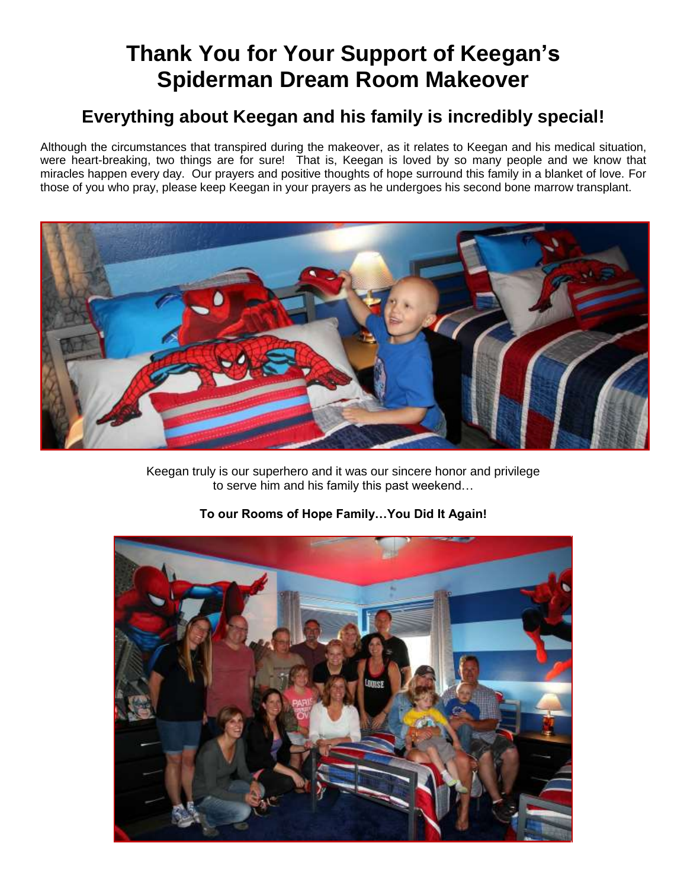# Thank You for Your Support of Keegan's Spiderman Dream Room Makeover

## Everything about Keegan and his family is incredibly special!

Although the circumstances that transpired during the makeover, as it relates to Keegan and his medical situation, were heart-breaking, two things are for sure! That is, Keegan is loved by so many people and we know that miracles happen every day. Our prayers and positive thoughts of hope surround this family in a blanket of love. For those of you who pray, please keep Keegan in your prayers as he undergoes his second bone marrow transplant.

Keegan truly is our superhero and it was our sincere honor and privilege to serve him and his family this past weekend…

**To our Rooms of Hope Family…You Did It Again!**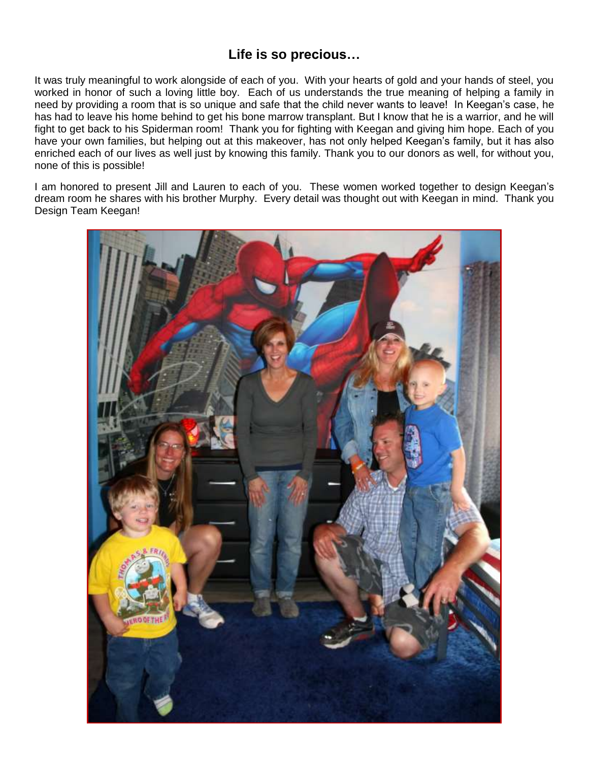## Life is so precious…

It was truly meaningful to work alongside of each of you. With your hearts of gold and your hands of steel, you worked in honor of such a loving little boy. Each of us understands the true meaning of helping a family in need by providing a room that is so unique and safe that the child never wants to leave! In Keegan's case, he has had to leave his home behind to get his bone marrow transplant. But I know that he is a warrior, and he will fight to get back to his Spiderman room! Thank you for fighting with Keegan and giving him hope. Each of you have your own families, but helping out at this makeover, has not only helped Keegan's family, but it has also enriched each of our lives as well just by knowing this family. Thank you to our donors as well, for without you, none of this is possible!

I am honored to present Jill and Lauren to each of you. These women worked together to design Keegan's dream room he shares with his brother Murphy. Every detail was thought out with Keegan in mind. Thank you Design Team Keegan!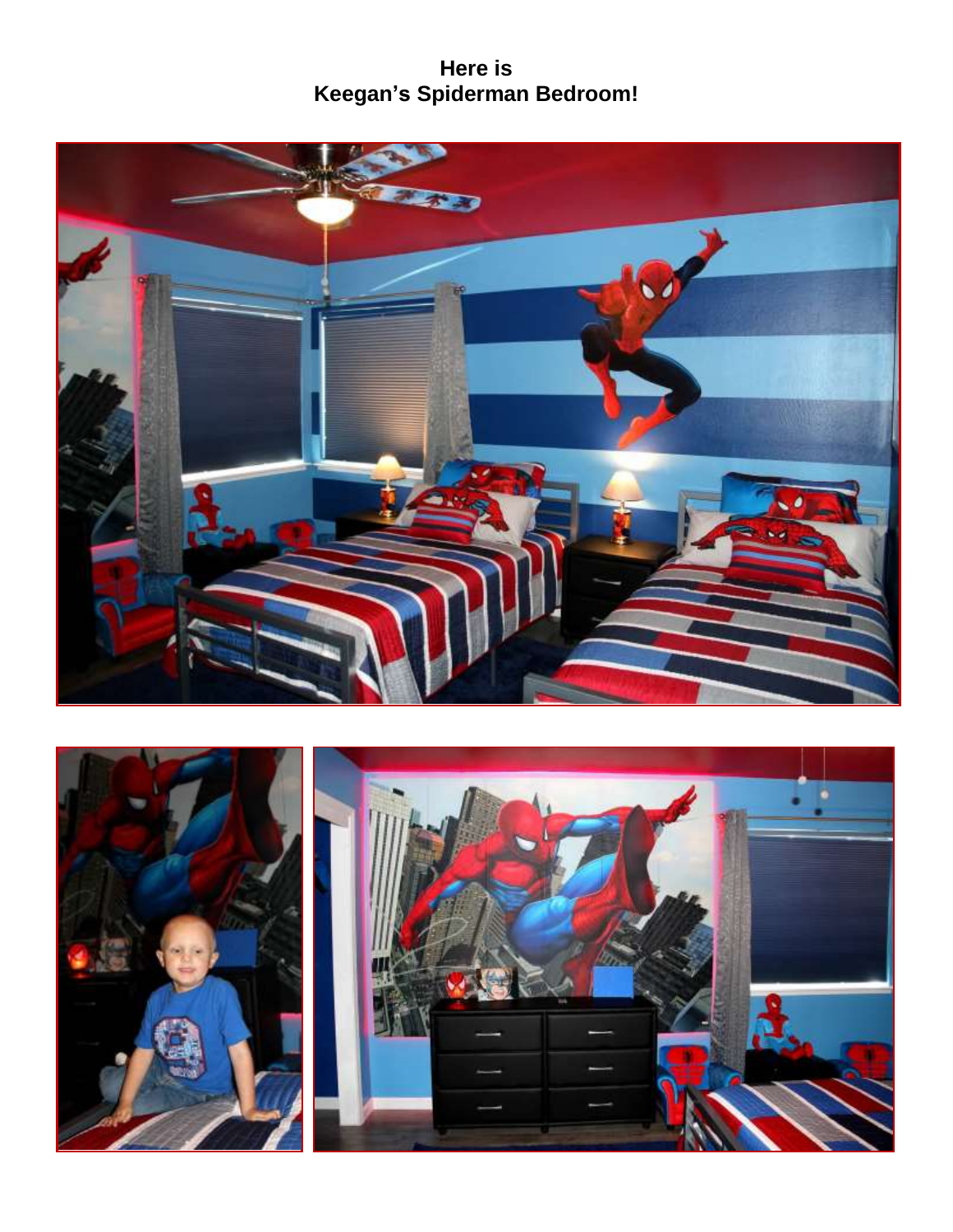**Here is**
**Keegan's Spiderman Bedroom!**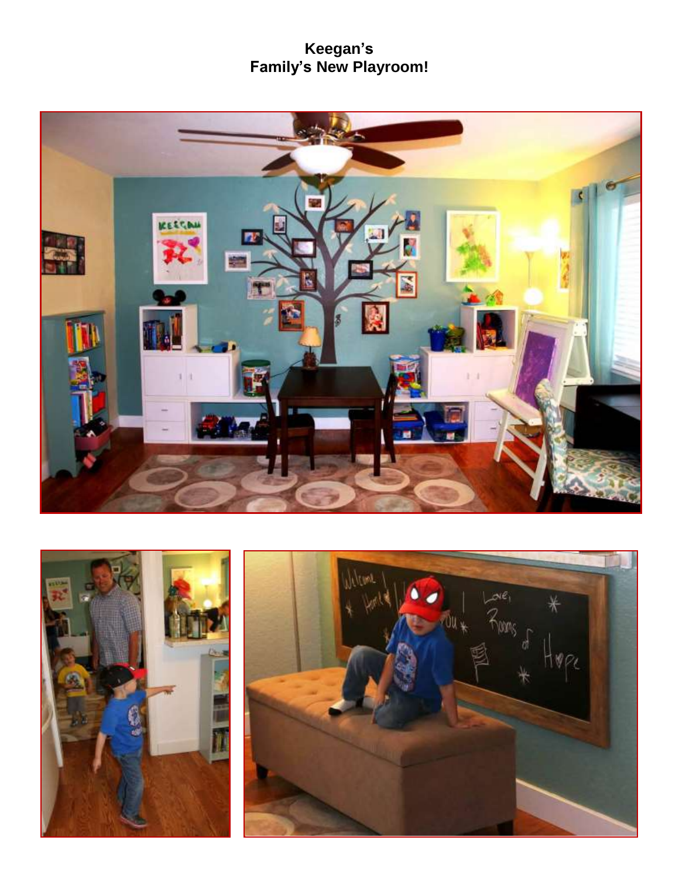# Keegan's
# Family's New Playroom!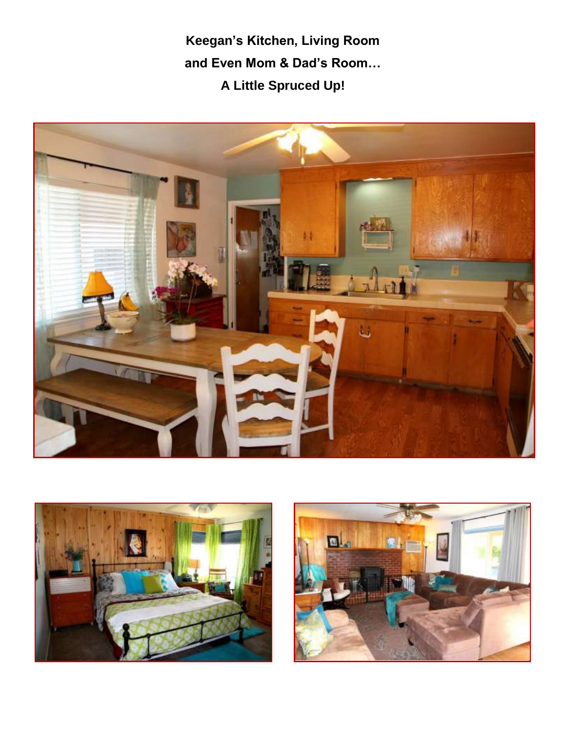**Keegan's Kitchen, Living Room**

**and Even Mom & Dad's Room…**

**A Little Spruced Up!**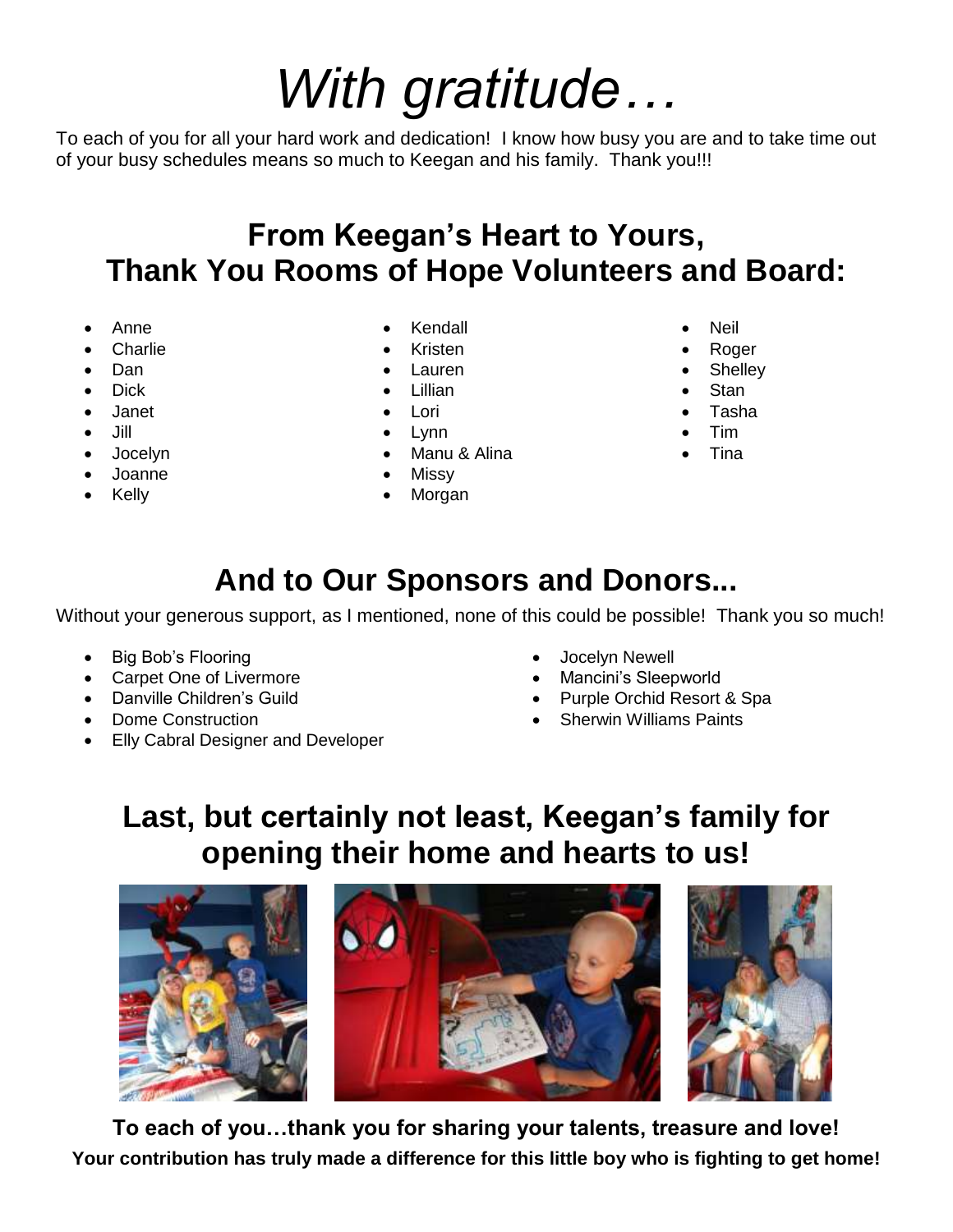# *With gratitude…*

To each of you for all your hard work and dedication! I know how busy you are and to take time out of your busy schedules means so much to Keegan and his family. Thank you!!!

## From Keegan's Heart to Yours, Thank You Rooms of Hope Volunteers and Board:

- Anne
- Charlie
- Dan
- Dick
- Janet
- Jill
- Jocelyn
- Joanne
- Kelly
- Kendall
- Kristen
- Lauren
- Lillian
- Lori
- Lynn
- Manu & Alina
- Missy
- Morgan
- Neil
- Roger
- Shelley
- Stan
- Tasha
- Tim
- Tina

## And to Our Sponsors and Donors...

Without your generous support, as I mentioned, none of this could be possible! Thank you so much!

- Big Bob's Flooring
- Carpet One of Livermore
- Danville Children's Guild
- Dome Construction
- Elly Cabral Designer and Developer
- Jocelyn Newell
- Mancini's Sleepworld
- Purple Orchid Resort & Spa
- Sherwin Williams Paints

## Last, but certainly not least, Keegan's family for opening their home and hearts to us!

**To each of you…thank you for sharing your talents, treasure and love!**

**Your contribution has truly made a difference for this little boy who is fighting to get home!**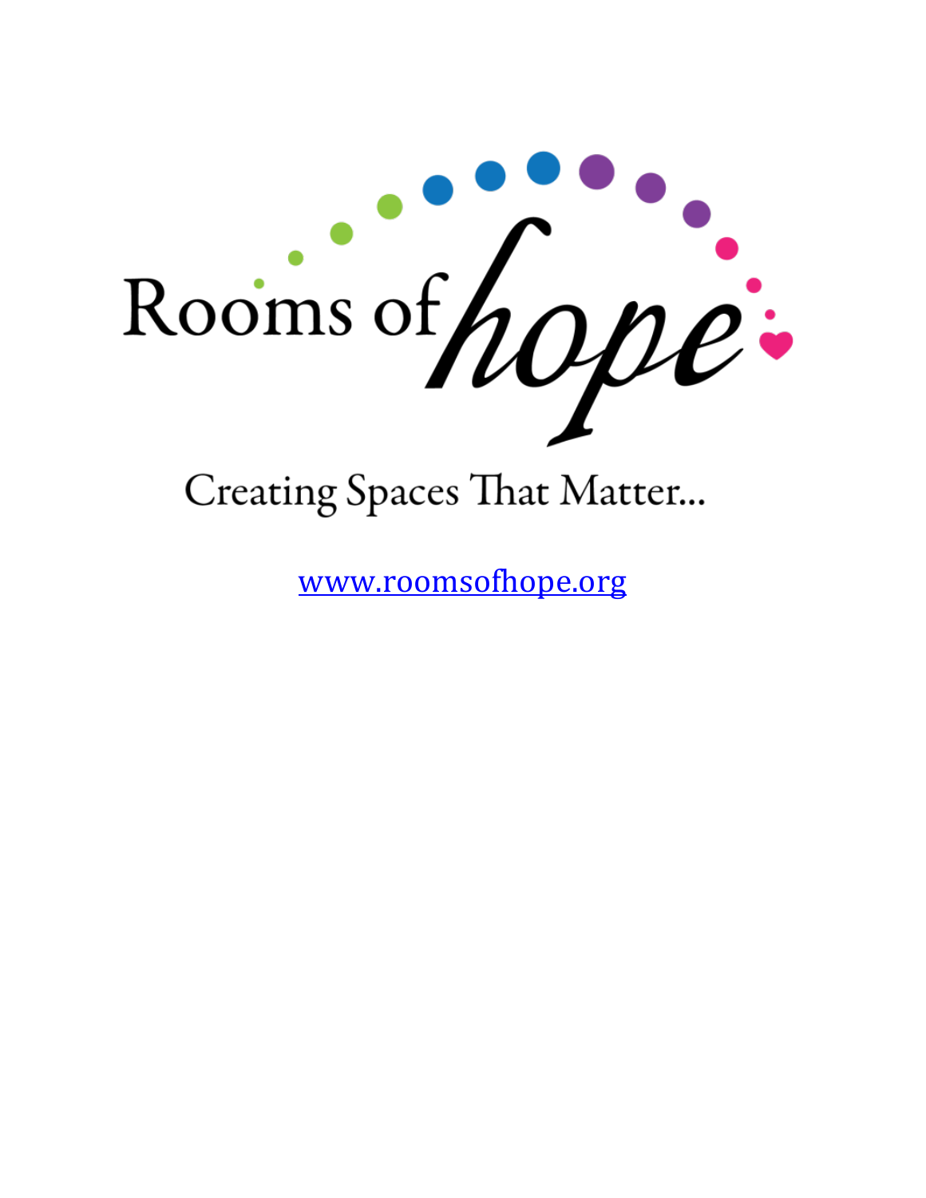Rooms of hope

Creating Spaces That Matter...

[www.roomsofhope.org](http://www.roomsofhope.org)